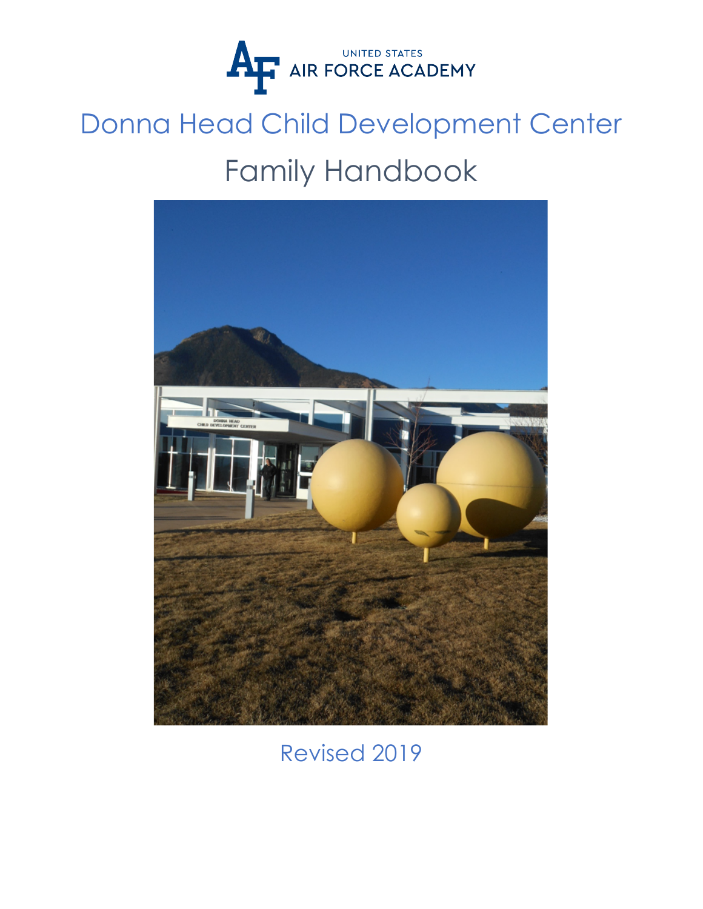UNITED STATES AIR FORCE ACADEMY

# Donna Head Child Development Center

## Family Handbook

Revised 2019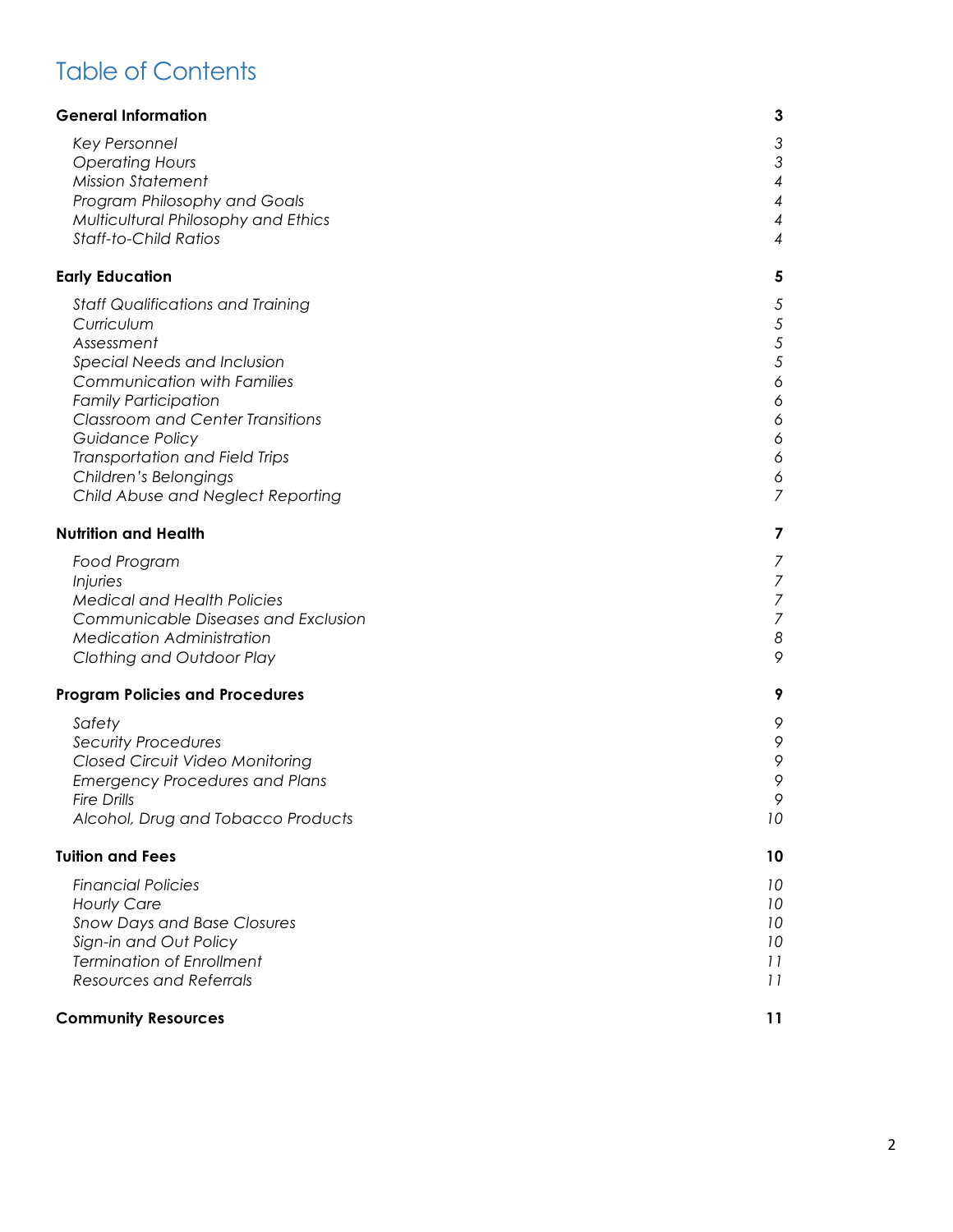# Table of Contents

| | |
|---|---|
| **General Information** | **3** |
| *Key Personnel* | *3* |
| *Operating Hours* | *3* |
| *Mission Statement* | *4* |
| *Program Philosophy and Goals* | *4* |
| *Multicultural Philosophy and Ethics* | *4* |
| *Staff-to-Child Ratios* | *4* |
| **Early Education** | **5** |
| *Staff Qualifications and Training* | *5* |
| *Curriculum* | *5* |
| *Assessment* | *5* |
| *Special Needs and Inclusion* | *5* |
| *Communication with Families* | *6* |
| *Family Participation* | *6* |
| *Classroom and Center Transitions* | *6* |
| *Guidance Policy* | *6* |
| *Transportation and Field Trips* | *6* |
| *Children's Belongings* | *6* |
| *Child Abuse and Neglect Reporting* | *7* |
| **Nutrition and Health** | **7** |
| *Food Program* | *7* |
| *Injuries* | *7* |
| *Medical and Health Policies* | *7* |
| *Communicable Diseases and Exclusion* | *7* |
| *Medication Administration* | *8* |
| *Clothing and Outdoor Play* | *9* |
| **Program Policies and Procedures** | **9** |
| *Safety* | *9* |
| *Security Procedures* | *9* |
| *Closed Circuit Video Monitoring* | *9* |
| *Emergency Procedures and Plans* | *9* |
| *Fire Drills* | *9* |
| *Alcohol, Drug and Tobacco Products* | *10* |
| **Tuition and Fees** | **10** |
| *Financial Policies* | *10* |
| *Hourly Care* | *10* |
| *Snow Days and Base Closures* | *10* |
| *Sign-in and Out Policy* | *10* |
| *Termination of Enrollment* | *11* |
| *Resources and Referrals* | *11* |
| **Community Resources** | **11** |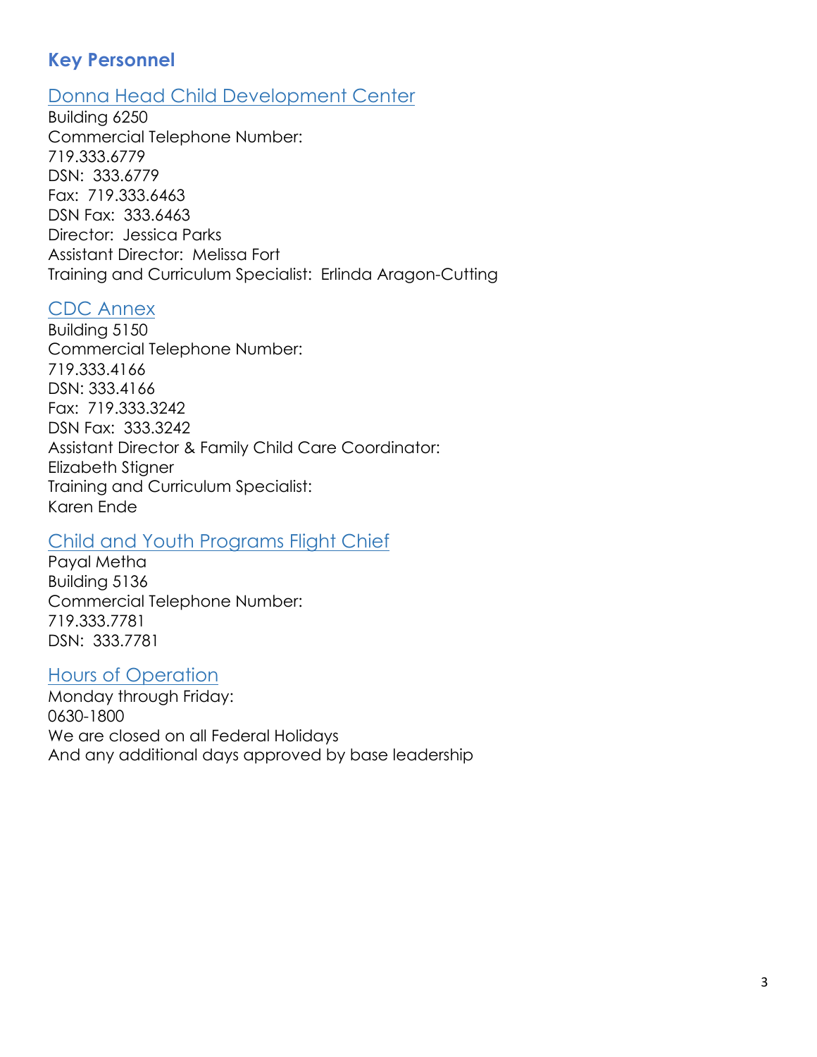## Key Personnel

### Donna Head Child Development Center

Building 6250
Commercial Telephone Number:
719.333.6779
DSN: 333.6779
Fax: 719.333.6463
DSN Fax: 333.6463
Director: Jessica Parks
Assistant Director: Melissa Fort
Training and Curriculum Specialist: Erlinda Aragon-Cutting

### CDC Annex

Building 5150
Commercial Telephone Number:
719.333.4166
DSN: 333.4166
Fax: 719.333.3242
DSN Fax: 333.3242
Assistant Director & Family Child Care Coordinator:
Elizabeth Stigner
Training and Curriculum Specialist:
Karen Ende

### Child and Youth Programs Flight Chief

Payal Metha
Building 5136
Commercial Telephone Number:
719.333.7781
DSN: 333.7781

### Hours of Operation

Monday through Friday:
0630-1800
We are closed on all Federal Holidays
And any additional days approved by base leadership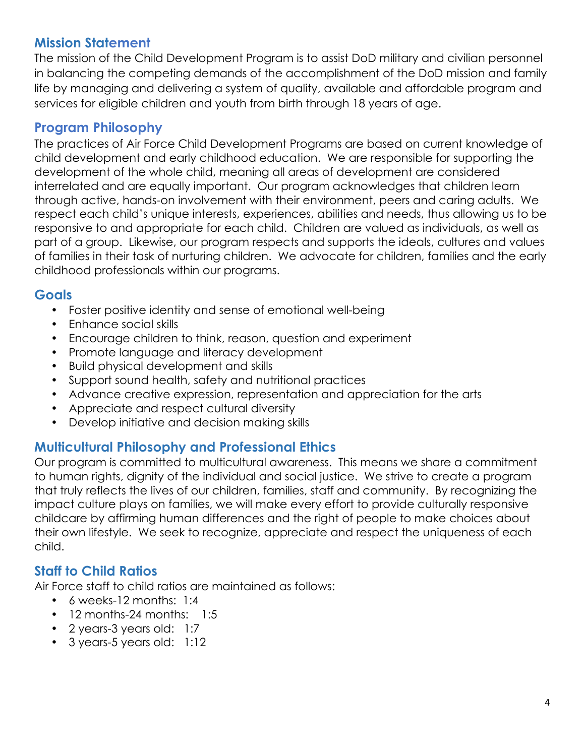## Mission Statement

The mission of the Child Development Program is to assist DoD military and civilian personnel in balancing the competing demands of the accomplishment of the DoD mission and family life by managing and delivering a system of quality, available and affordable program and services for eligible children and youth from birth through 18 years of age.

## Program Philosophy

The practices of Air Force Child Development Programs are based on current knowledge of child development and early childhood education. We are responsible for supporting the development of the whole child, meaning all areas of development are considered interrelated and are equally important. Our program acknowledges that children learn through active, hands-on involvement with their environment, peers and caring adults. We respect each child's unique interests, experiences, abilities and needs, thus allowing us to be responsive to and appropriate for each child. Children are valued as individuals, as well as part of a group. Likewise, our program respects and supports the ideals, cultures and values of families in their task of nurturing children. We advocate for children, families and the early childhood professionals within our programs.

## Goals

- Foster positive identity and sense of emotional well-being
- Enhance social skills
- Encourage children to think, reason, question and experiment
- Promote language and literacy development
- Build physical development and skills
- Support sound health, safety and nutritional practices
- Advance creative expression, representation and appreciation for the arts
- Appreciate and respect cultural diversity
- Develop initiative and decision making skills

## Multicultural Philosophy and Professional Ethics

Our program is committed to multicultural awareness. This means we share a commitment to human rights, dignity of the individual and social justice. We strive to create a program that truly reflects the lives of our children, families, staff and community. By recognizing the impact culture plays on families, we will make every effort to provide culturally responsive childcare by affirming human differences and the right of people to make choices about their own lifestyle. We seek to recognize, appreciate and respect the uniqueness of each child.

## Staff to Child Ratios

Air Force staff to child ratios are maintained as follows:

- 6 weeks-12 months: 1:4
- 12 months-24 months: 1:5
- 2 years-3 years old: 1:7
- 3 years-5 years old: 1:12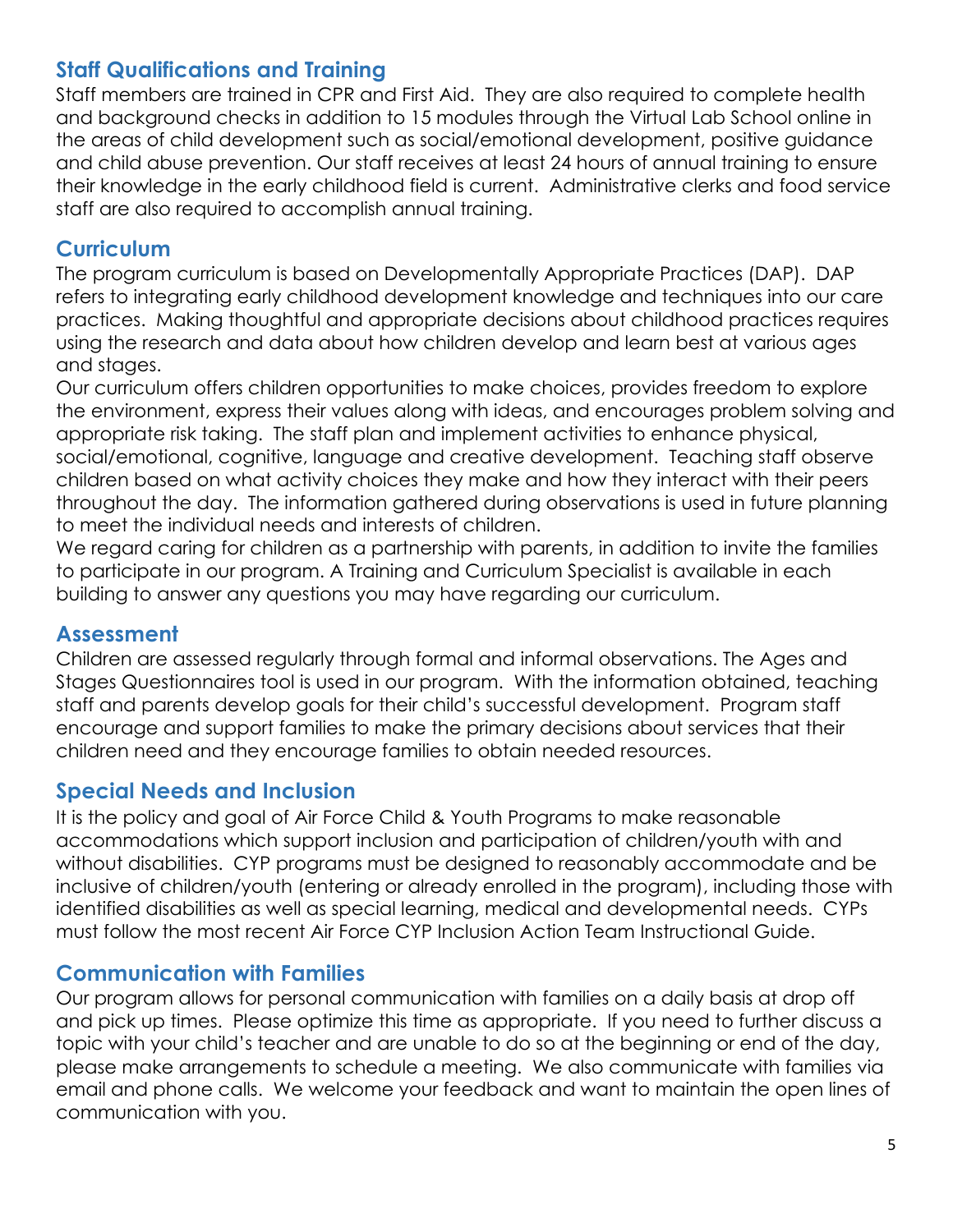## Staff Qualifications and Training

Staff members are trained in CPR and First Aid. They are also required to complete health and background checks in addition to 15 modules through the Virtual Lab School online in the areas of child development such as social/emotional development, positive guidance and child abuse prevention. Our staff receives at least 24 hours of annual training to ensure their knowledge in the early childhood field is current. Administrative clerks and food service staff are also required to accomplish annual training.

## Curriculum

The program curriculum is based on Developmentally Appropriate Practices (DAP). DAP refers to integrating early childhood development knowledge and techniques into our care practices. Making thoughtful and appropriate decisions about childhood practices requires using the research and data about how children develop and learn best at various ages and stages.

Our curriculum offers children opportunities to make choices, provides freedom to explore the environment, express their values along with ideas, and encourages problem solving and appropriate risk taking. The staff plan and implement activities to enhance physical, social/emotional, cognitive, language and creative development. Teaching staff observe children based on what activity choices they make and how they interact with their peers throughout the day. The information gathered during observations is used in future planning to meet the individual needs and interests of children.

We regard caring for children as a partnership with parents, in addition to invite the families to participate in our program. A Training and Curriculum Specialist is available in each building to answer any questions you may have regarding our curriculum.

## Assessment

Children are assessed regularly through formal and informal observations. The Ages and Stages Questionnaires tool is used in our program. With the information obtained, teaching staff and parents develop goals for their child's successful development. Program staff encourage and support families to make the primary decisions about services that their children need and they encourage families to obtain needed resources.

## Special Needs and Inclusion

It is the policy and goal of Air Force Child & Youth Programs to make reasonable accommodations which support inclusion and participation of children/youth with and without disabilities. CYP programs must be designed to reasonably accommodate and be inclusive of children/youth (entering or already enrolled in the program), including those with identified disabilities as well as special learning, medical and developmental needs. CYPs must follow the most recent Air Force CYP Inclusion Action Team Instructional Guide.

## Communication with Families

Our program allows for personal communication with families on a daily basis at drop off and pick up times. Please optimize this time as appropriate. If you need to further discuss a topic with your child's teacher and are unable to do so at the beginning or end of the day, please make arrangements to schedule a meeting. We also communicate with families via email and phone calls. We welcome your feedback and want to maintain the open lines of communication with you.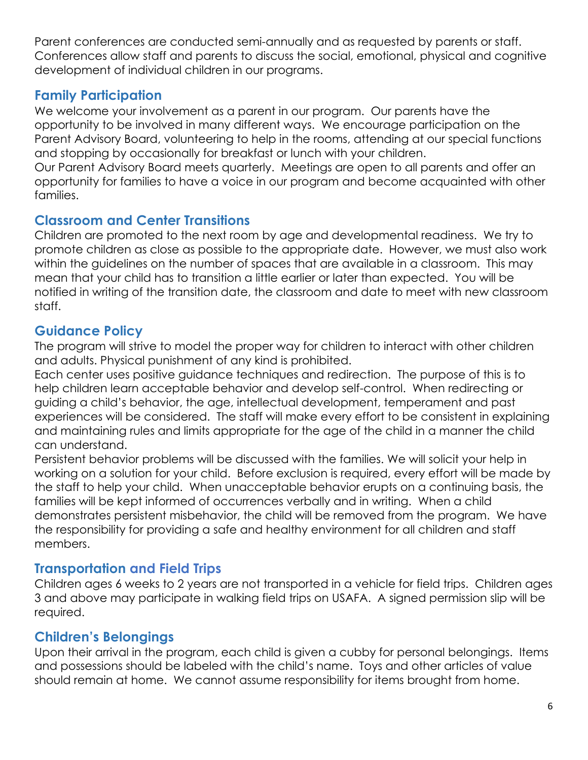Parent conferences are conducted semi-annually and as requested by parents or staff. Conferences allow staff and parents to discuss the social, emotional, physical and cognitive development of individual children in our programs.

## Family Participation

We welcome your involvement as a parent in our program. Our parents have the opportunity to be involved in many different ways. We encourage participation on the Parent Advisory Board, volunteering to help in the rooms, attending at our special functions and stopping by occasionally for breakfast or lunch with your children.

Our Parent Advisory Board meets quarterly. Meetings are open to all parents and offer an opportunity for families to have a voice in our program and become acquainted with other families.

## Classroom and Center Transitions

Children are promoted to the next room by age and developmental readiness. We try to promote children as close as possible to the appropriate date. However, we must also work within the guidelines on the number of spaces that are available in a classroom. This may mean that your child has to transition a little earlier or later than expected. You will be notified in writing of the transition date, the classroom and date to meet with new classroom staff.

## Guidance Policy

The program will strive to model the proper way for children to interact with other children and adults. Physical punishment of any kind is prohibited.

Each center uses positive guidance techniques and redirection. The purpose of this is to help children learn acceptable behavior and develop self-control. When redirecting or guiding a child's behavior, the age, intellectual development, temperament and past experiences will be considered. The staff will make every effort to be consistent in explaining and maintaining rules and limits appropriate for the age of the child in a manner the child can understand.

Persistent behavior problems will be discussed with the families. We will solicit your help in working on a solution for your child. Before exclusion is required, every effort will be made by the staff to help your child. When unacceptable behavior erupts on a continuing basis, the families will be kept informed of occurrences verbally and in writing. When a child demonstrates persistent misbehavior, the child will be removed from the program. We have the responsibility for providing a safe and healthy environment for all children and staff members.

## Transportation and Field Trips

Children ages 6 weeks to 2 years are not transported in a vehicle for field trips. Children ages 3 and above may participate in walking field trips on USAFA. A signed permission slip will be required.

## Children's Belongings

Upon their arrival in the program, each child is given a cubby for personal belongings. Items and possessions should be labeled with the child's name. Toys and other articles of value should remain at home. We cannot assume responsibility for items brought from home.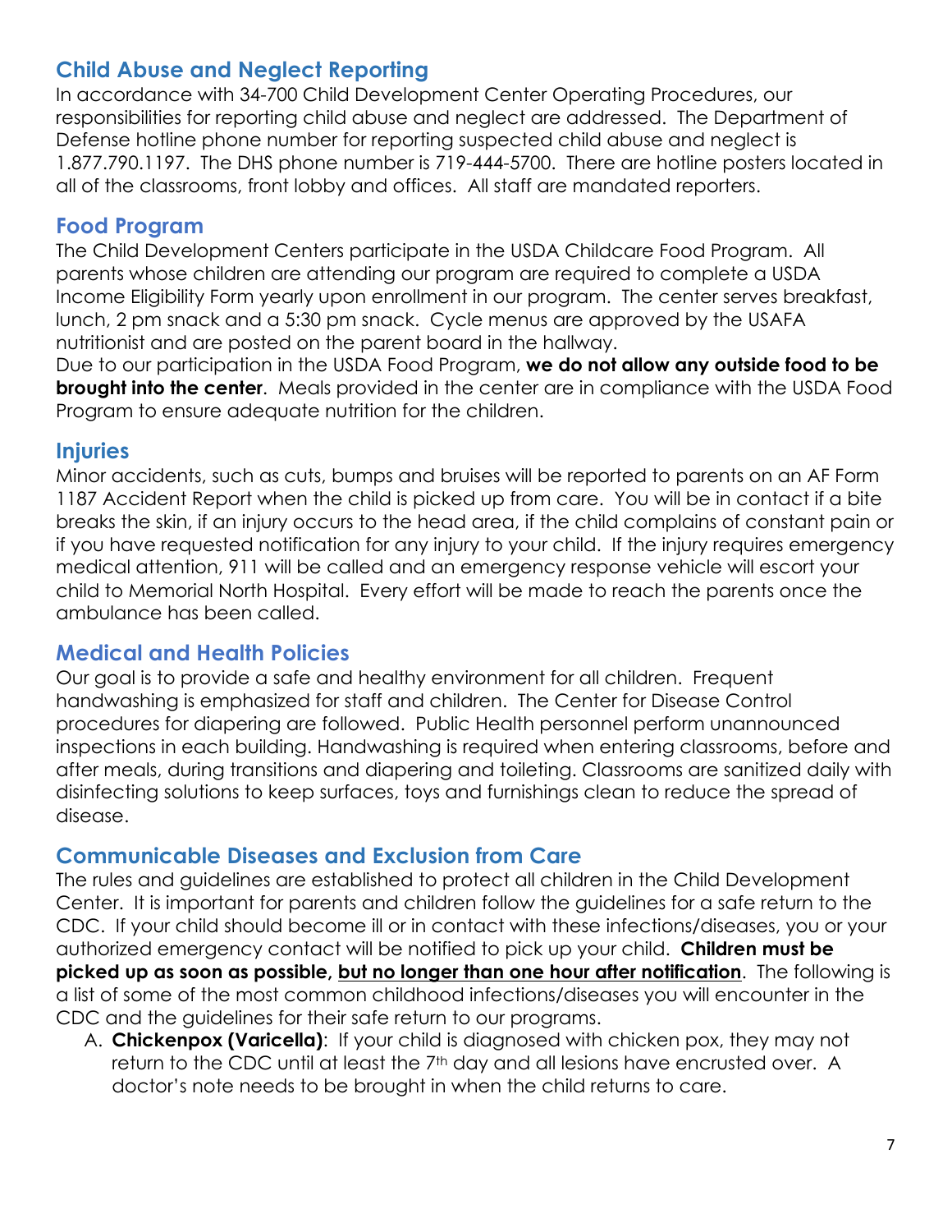## Child Abuse and Neglect Reporting

In accordance with 34-700 Child Development Center Operating Procedures, our responsibilities for reporting child abuse and neglect are addressed. The Department of Defense hotline phone number for reporting suspected child abuse and neglect is 1.877.790.1197. The DHS phone number is 719-444-5700. There are hotline posters located in all of the classrooms, front lobby and offices. All staff are mandated reporters.

## Food Program

The Child Development Centers participate in the USDA Childcare Food Program. All parents whose children are attending our program are required to complete a USDA Income Eligibility Form yearly upon enrollment in our program. The center serves breakfast, lunch, 2 pm snack and a 5:30 pm snack. Cycle menus are approved by the USAFA nutritionist and are posted on the parent board in the hallway.

Due to our participation in the USDA Food Program, **we do not allow any outside food to be brought into the center**. Meals provided in the center are in compliance with the USDA Food Program to ensure adequate nutrition for the children.

## Injuries

Minor accidents, such as cuts, bumps and bruises will be reported to parents on an AF Form 1187 Accident Report when the child is picked up from care. You will be in contact if a bite breaks the skin, if an injury occurs to the head area, if the child complains of constant pain or if you have requested notification for any injury to your child. If the injury requires emergency medical attention, 911 will be called and an emergency response vehicle will escort your child to Memorial North Hospital. Every effort will be made to reach the parents once the ambulance has been called.

## Medical and Health Policies

Our goal is to provide a safe and healthy environment for all children. Frequent handwashing is emphasized for staff and children. The Center for Disease Control procedures for diapering are followed. Public Health personnel perform unannounced inspections in each building. Handwashing is required when entering classrooms, before and after meals, during transitions and diapering and toileting. Classrooms are sanitized daily with disinfecting solutions to keep surfaces, toys and furnishings clean to reduce the spread of disease.

## Communicable Diseases and Exclusion from Care

The rules and guidelines are established to protect all children in the Child Development Center. It is important for parents and children follow the guidelines for a safe return to the CDC. If your child should become ill or in contact with these infections/diseases, you or your authorized emergency contact will be notified to pick up your child. **Children must be picked up as soon as possible, <u>but no longer than one hour after notification</u>**. The following is a list of some of the most common childhood infections/diseases you will encounter in the CDC and the guidelines for their safe return to our programs.

A. **Chickenpox (Varicella)**: If your child is diagnosed with chicken pox, they may not return to the CDC until at least the 7th day and all lesions have encrusted over. A doctor's note needs to be brought in when the child returns to care.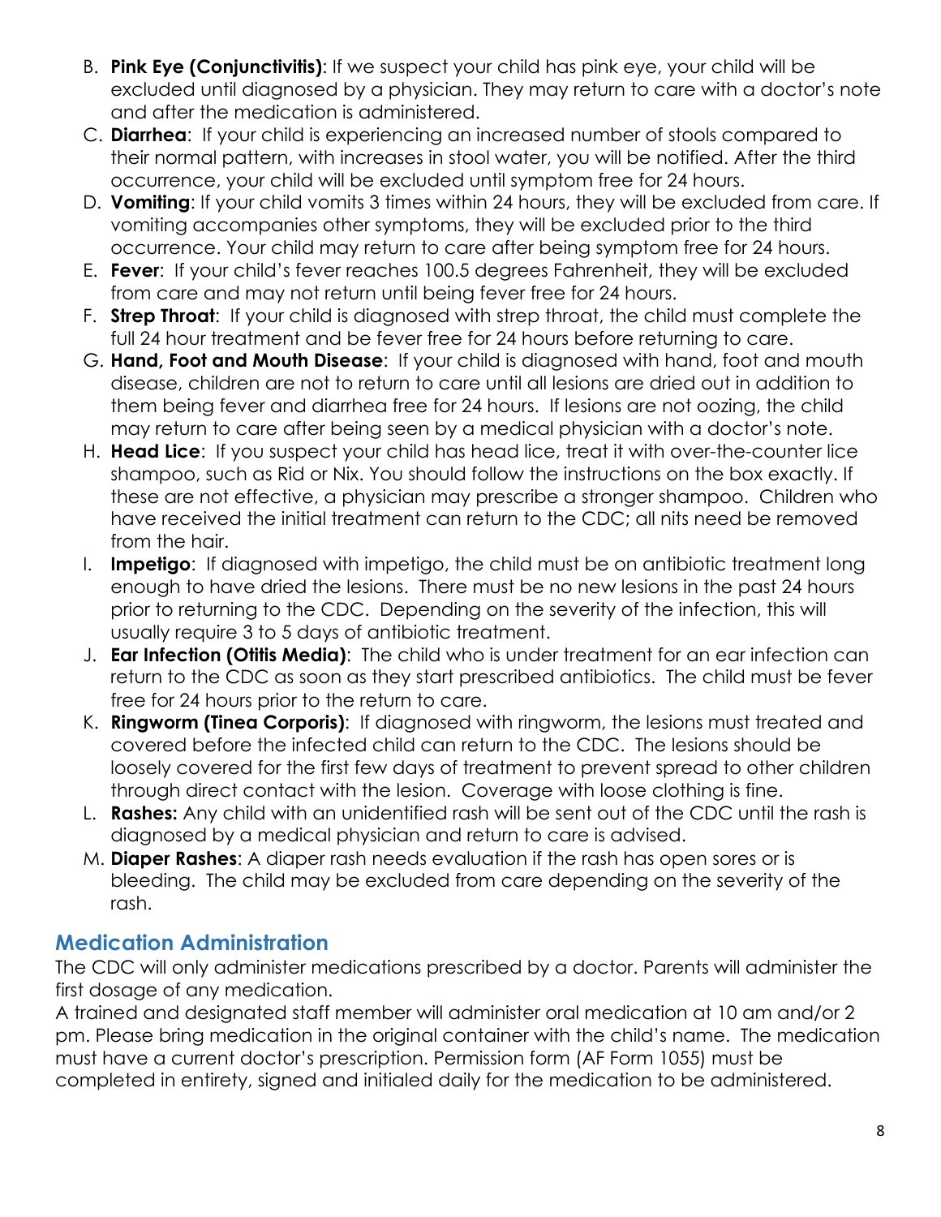B. **Pink Eye (Conjunctivitis)**: If we suspect your child has pink eye, your child will be excluded until diagnosed by a physician. They may return to care with a doctor's note and after the medication is administered.
C. **Diarrhea**: If your child is experiencing an increased number of stools compared to their normal pattern, with increases in stool water, you will be notified. After the third occurrence, your child will be excluded until symptom free for 24 hours.
D. **Vomiting**: If your child vomits 3 times within 24 hours, they will be excluded from care. If vomiting accompanies other symptoms, they will be excluded prior to the third occurrence. Your child may return to care after being symptom free for 24 hours.
E. **Fever**: If your child's fever reaches 100.5 degrees Fahrenheit, they will be excluded from care and may not return until being fever free for 24 hours.
F. **Strep Throat**: If your child is diagnosed with strep throat, the child must complete the full 24 hour treatment and be fever free for 24 hours before returning to care.
G. **Hand, Foot and Mouth Disease**: If your child is diagnosed with hand, foot and mouth disease, children are not to return to care until all lesions are dried out in addition to them being fever and diarrhea free for 24 hours. If lesions are not oozing, the child may return to care after being seen by a medical physician with a doctor's note.
H. **Head Lice**: If you suspect your child has head lice, treat it with over-the-counter lice shampoo, such as Rid or Nix. You should follow the instructions on the box exactly. If these are not effective, a physician may prescribe a stronger shampoo. Children who have received the initial treatment can return to the CDC; all nits need be removed from the hair.
I. **Impetigo**: If diagnosed with impetigo, the child must be on antibiotic treatment long enough to have dried the lesions. There must be no new lesions in the past 24 hours prior to returning to the CDC. Depending on the severity of the infection, this will usually require 3 to 5 days of antibiotic treatment.
J. **Ear Infection (Otitis Media)**: The child who is under treatment for an ear infection can return to the CDC as soon as they start prescribed antibiotics. The child must be fever free for 24 hours prior to the return to care.
K. **Ringworm (Tinea Corporis)**: If diagnosed with ringworm, the lesions must treated and covered before the infected child can return to the CDC. The lesions should be loosely covered for the first few days of treatment to prevent spread to other children through direct contact with the lesion. Coverage with loose clothing is fine.
L. **Rashes:** Any child with an unidentified rash will be sent out of the CDC until the rash is diagnosed by a medical physician and return to care is advised.
M. **Diaper Rashes**: A diaper rash needs evaluation if the rash has open sores or is bleeding. The child may be excluded from care depending on the severity of the rash.

## Medication Administration

The CDC will only administer medications prescribed by a doctor. Parents will administer the first dosage of any medication.

A trained and designated staff member will administer oral medication at 10 am and/or 2 pm. Please bring medication in the original container with the child's name. The medication must have a current doctor's prescription. Permission form (AF Form 1055) must be completed in entirety, signed and initialed daily for the medication to be administered.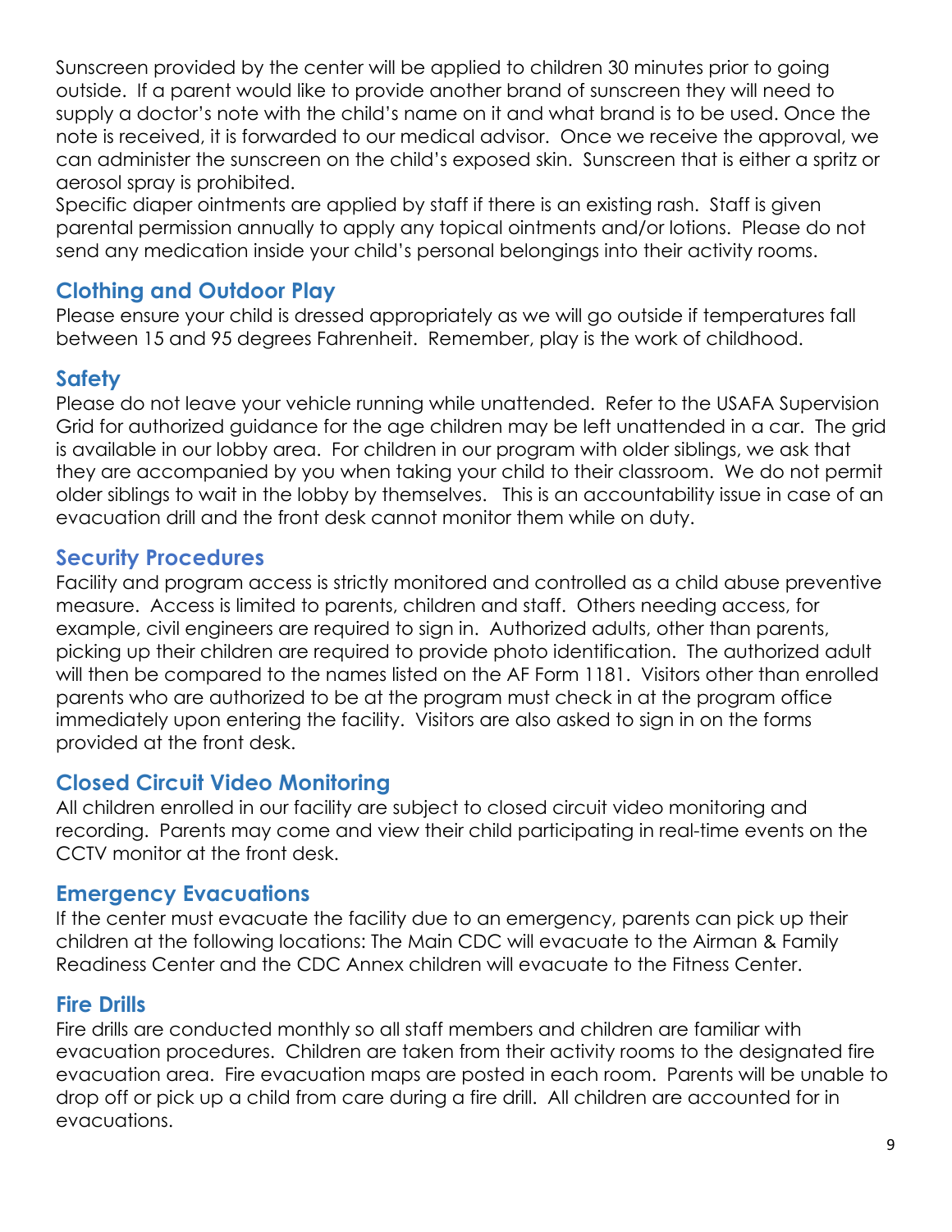Sunscreen provided by the center will be applied to children 30 minutes prior to going outside. If a parent would like to provide another brand of sunscreen they will need to supply a doctor's note with the child's name on it and what brand is to be used. Once the note is received, it is forwarded to our medical advisor. Once we receive the approval, we can administer the sunscreen on the child's exposed skin. Sunscreen that is either a spritz or aerosol spray is prohibited.

Specific diaper ointments are applied by staff if there is an existing rash. Staff is given parental permission annually to apply any topical ointments and/or lotions. Please do not send any medication inside your child's personal belongings into their activity rooms.

## Clothing and Outdoor Play

Please ensure your child is dressed appropriately as we will go outside if temperatures fall between 15 and 95 degrees Fahrenheit. Remember, play is the work of childhood.

## Safety

Please do not leave your vehicle running while unattended. Refer to the USAFA Supervision Grid for authorized guidance for the age children may be left unattended in a car. The grid is available in our lobby area. For children in our program with older siblings, we ask that they are accompanied by you when taking your child to their classroom. We do not permit older siblings to wait in the lobby by themselves. This is an accountability issue in case of an evacuation drill and the front desk cannot monitor them while on duty.

## Security Procedures

Facility and program access is strictly monitored and controlled as a child abuse preventive measure. Access is limited to parents, children and staff. Others needing access, for example, civil engineers are required to sign in. Authorized adults, other than parents, picking up their children are required to provide photo identification. The authorized adult will then be compared to the names listed on the AF Form 1181. Visitors other than enrolled parents who are authorized to be at the program must check in at the program office immediately upon entering the facility. Visitors are also asked to sign in on the forms provided at the front desk.

## Closed Circuit Video Monitoring

All children enrolled in our facility are subject to closed circuit video monitoring and recording. Parents may come and view their child participating in real-time events on the CCTV monitor at the front desk.

## Emergency Evacuations

If the center must evacuate the facility due to an emergency, parents can pick up their children at the following locations: The Main CDC will evacuate to the Airman & Family Readiness Center and the CDC Annex children will evacuate to the Fitness Center.

## Fire Drills

Fire drills are conducted monthly so all staff members and children are familiar with evacuation procedures. Children are taken from their activity rooms to the designated fire evacuation area. Fire evacuation maps are posted in each room. Parents will be unable to drop off or pick up a child from care during a fire drill. All children are accounted for in evacuations.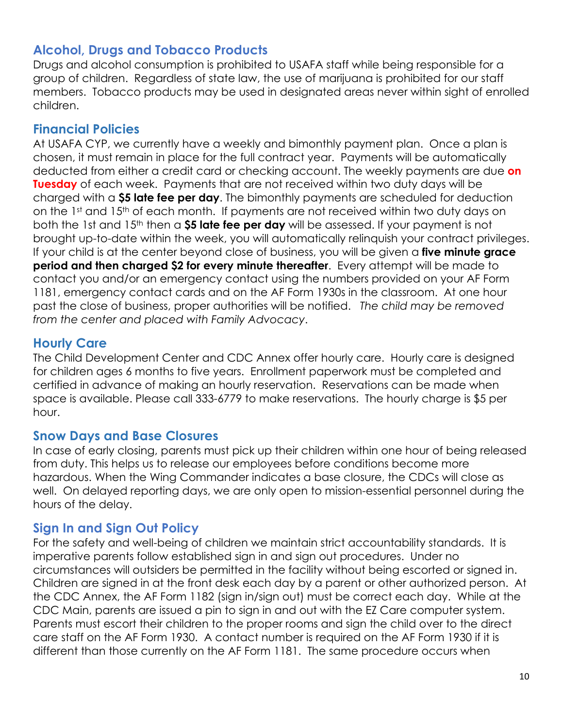## Alcohol, Drugs and Tobacco Products

Drugs and alcohol consumption is prohibited to USAFA staff while being responsible for a group of children. Regardless of state law, the use of marijuana is prohibited for our staff members. Tobacco products may be used in designated areas never within sight of enrolled children.

## Financial Policies

At USAFA CYP, we currently have a weekly and bimonthly payment plan. Once a plan is chosen, it must remain in place for the full contract year. Payments will be automatically deducted from either a credit card or checking account. The weekly payments are due **on Tuesday** of each week. Payments that are not received within two duty days will be charged with a **$5 late fee per day**. The bimonthly payments are scheduled for deduction on the 1st and 15th of each month. If payments are not received within two duty days on both the 1st and 15th then a **$5 late fee per day** will be assessed. If your payment is not brought up-to-date within the week, you will automatically relinquish your contract privileges. If your child is at the center beyond close of business, you will be given a **five minute grace period and then charged $2 for every minute thereafter**. Every attempt will be made to contact you and/or an emergency contact using the numbers provided on your AF Form 1181, emergency contact cards and on the AF Form 1930s in the classroom. At one hour past the close of business, proper authorities will be notified. *The child may be removed from the center and placed with Family Advocacy*.

## Hourly Care

The Child Development Center and CDC Annex offer hourly care. Hourly care is designed for children ages 6 months to five years. Enrollment paperwork must be completed and certified in advance of making an hourly reservation. Reservations can be made when space is available. Please call 333-6779 to make reservations. The hourly charge is $5 per hour.

## Snow Days and Base Closures

In case of early closing, parents must pick up their children within one hour of being released from duty. This helps us to release our employees before conditions become more hazardous. When the Wing Commander indicates a base closure, the CDCs will close as well. On delayed reporting days, we are only open to mission-essential personnel during the hours of the delay.

## Sign In and Sign Out Policy

For the safety and well-being of children we maintain strict accountability standards. It is imperative parents follow established sign in and sign out procedures. Under no circumstances will outsiders be permitted in the facility without being escorted or signed in. Children are signed in at the front desk each day by a parent or other authorized person. At the CDC Annex, the AF Form 1182 (sign in/sign out) must be correct each day. While at the CDC Main, parents are issued a pin to sign in and out with the EZ Care computer system. Parents must escort their children to the proper rooms and sign the child over to the direct care staff on the AF Form 1930. A contact number is required on the AF Form 1930 if it is different than those currently on the AF Form 1181. The same procedure occurs when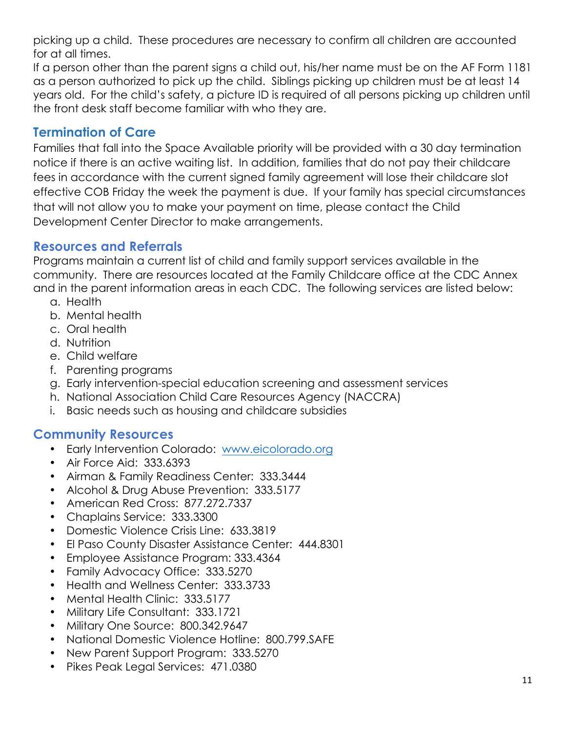picking up a child. These procedures are necessary to confirm all children are accounted for at all times.

If a person other than the parent signs a child out, his/her name must be on the AF Form 1181 as a person authorized to pick up the child. Siblings picking up children must be at least 14 years old. For the child's safety, a picture ID is required of all persons picking up children until the front desk staff become familiar with who they are.

## Termination of Care

Families that fall into the Space Available priority will be provided with a 30 day termination notice if there is an active waiting list. In addition, families that do not pay their childcare fees in accordance with the current signed family agreement will lose their childcare slot effective COB Friday the week the payment is due. If your family has special circumstances that will not allow you to make your payment on time, please contact the Child Development Center Director to make arrangements.

## Resources and Referrals

Programs maintain a current list of child and family support services available in the community. There are resources located at the Family Childcare office at the CDC Annex and in the parent information areas in each CDC. The following services are listed below:

a. Health
b. Mental health
c. Oral health
d. Nutrition
e. Child welfare
f. Parenting programs
g. Early intervention-special education screening and assessment services
h. National Association Child Care Resources Agency (NACCRA)
i. Basic needs such as housing and childcare subsidies

## Community Resources

- Early Intervention Colorado: [www.eicolorado.org](http://www.eicolorado.org)
- Air Force Aid: 333.6393
- Airman & Family Readiness Center: 333.3444
- Alcohol & Drug Abuse Prevention: 333.5177
- American Red Cross: 877.272.7337
- Chaplains Service: 333.3300
- Domestic Violence Crisis Line: 633.3819
- El Paso County Disaster Assistance Center: 444.8301
- Employee Assistance Program: 333.4364
- Family Advocacy Office: 333.5270
- Health and Wellness Center: 333.3733
- Mental Health Clinic: 333.5177
- Military Life Consultant: 333.1721
- Military One Source: 800.342.9647
- National Domestic Violence Hotline: 800.799.SAFE
- New Parent Support Program: 333.5270
- Pikes Peak Legal Services: 471.0380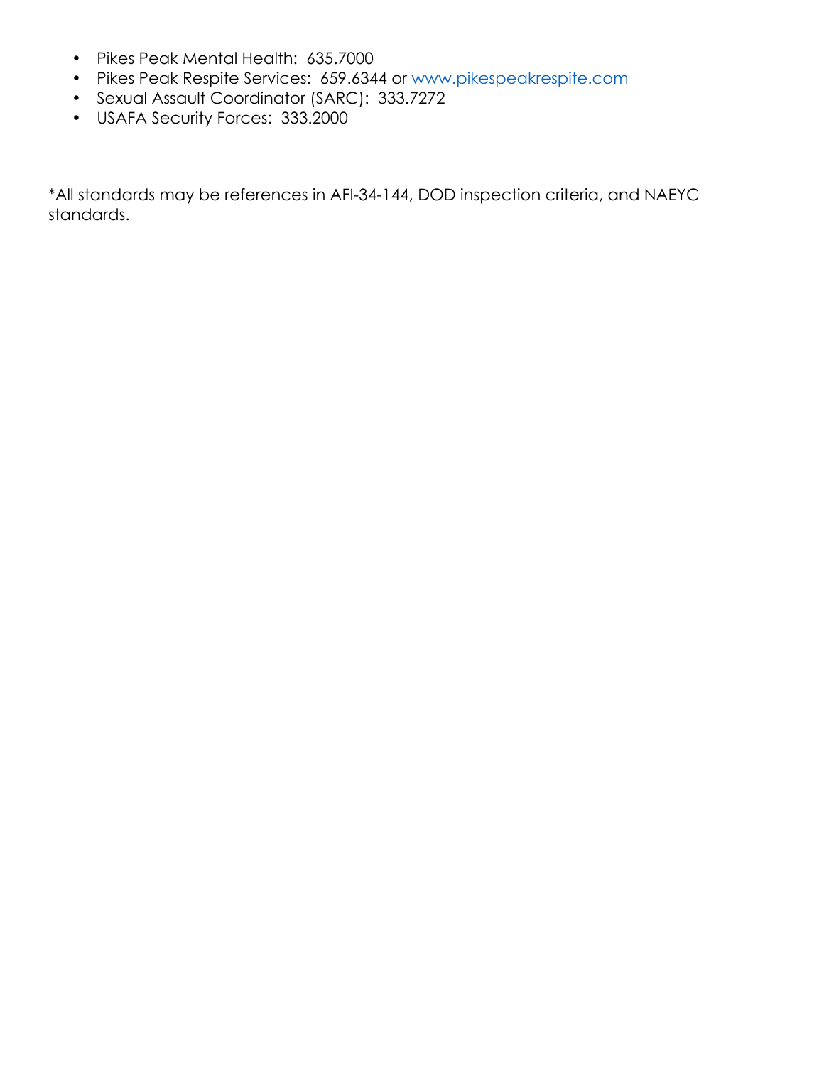- Pikes Peak Mental Health:  635.7000
- Pikes Peak Respite Services:  659.6344 or www.pikespeakrespite.com
- Sexual Assault Coordinator (SARC):  333.7272
- USAFA Security Forces:  333.2000

*All standards may be references in AFI-34-144, DOD inspection criteria, and NAEYC standards.